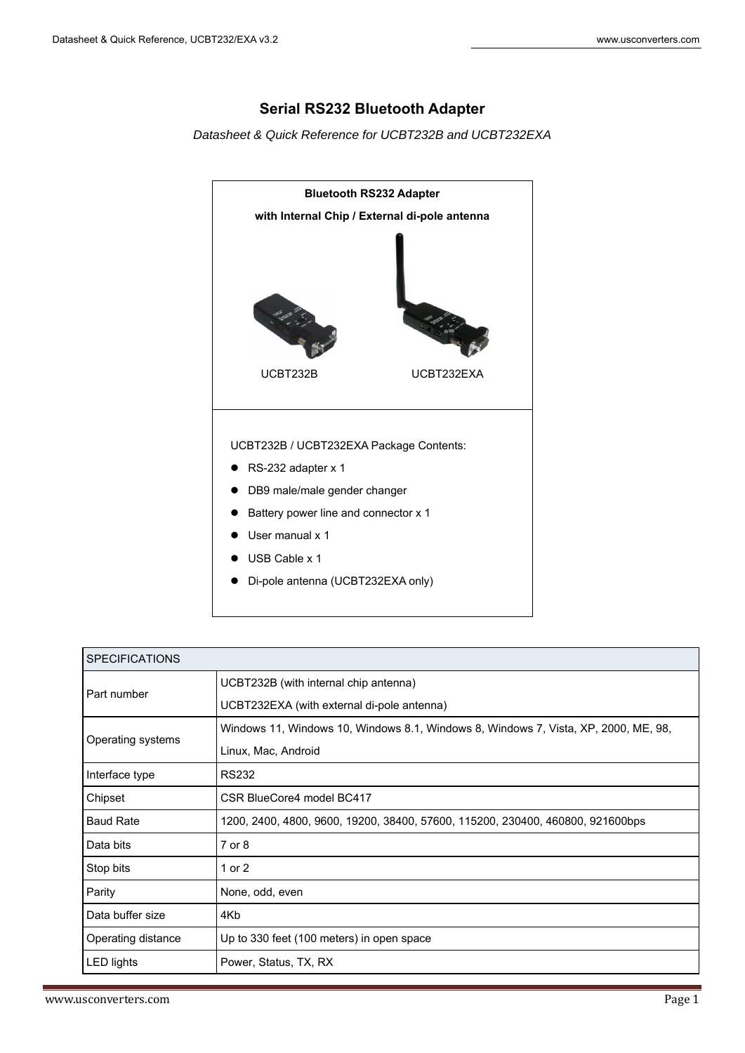# Serial RS232 Bluetooth Adapter

*Datasheet & Quick Reference for UCBT232B and UCBT232EXA*

**Bluetooth RS232 Adapter**

**with Internal Chip / External di-pole antenna**

UCBT232B UCBT232EXA

UCBT232B / UCBT232EXA Package Contents:

- RS-232 adapter x 1
- DB9 male/male gender changer
- Battery power line and connector x 1
- User manual x 1
- USB Cable x 1
- Di-pole antenna (UCBT232EXA only)

| SPECIFICATIONS | |
|---|---|
| Part number | UCBT232B (with internal chip antenna)<br>UCBT232EXA (with external di-pole antenna) |
| Operating systems | Windows 11, Windows 10, Windows 8.1, Windows 8, Windows 7, Vista, XP, 2000, ME, 98, Linux, Mac, Android |
| Interface type | RS232 |
| Chipset | CSR BlueCore4 model BC417 |
| Baud Rate | 1200, 2400, 4800, 9600, 19200, 38400, 57600, 115200, 230400, 460800, 921600bps |
| Data bits | 7 or 8 |
| Stop bits | 1 or 2 |
| Parity | None, odd, even |
| Data buffer size | 4Kb |
| Operating distance | Up to 330 feet (100 meters) in open space |
| LED lights | Power, Status, TX, RX |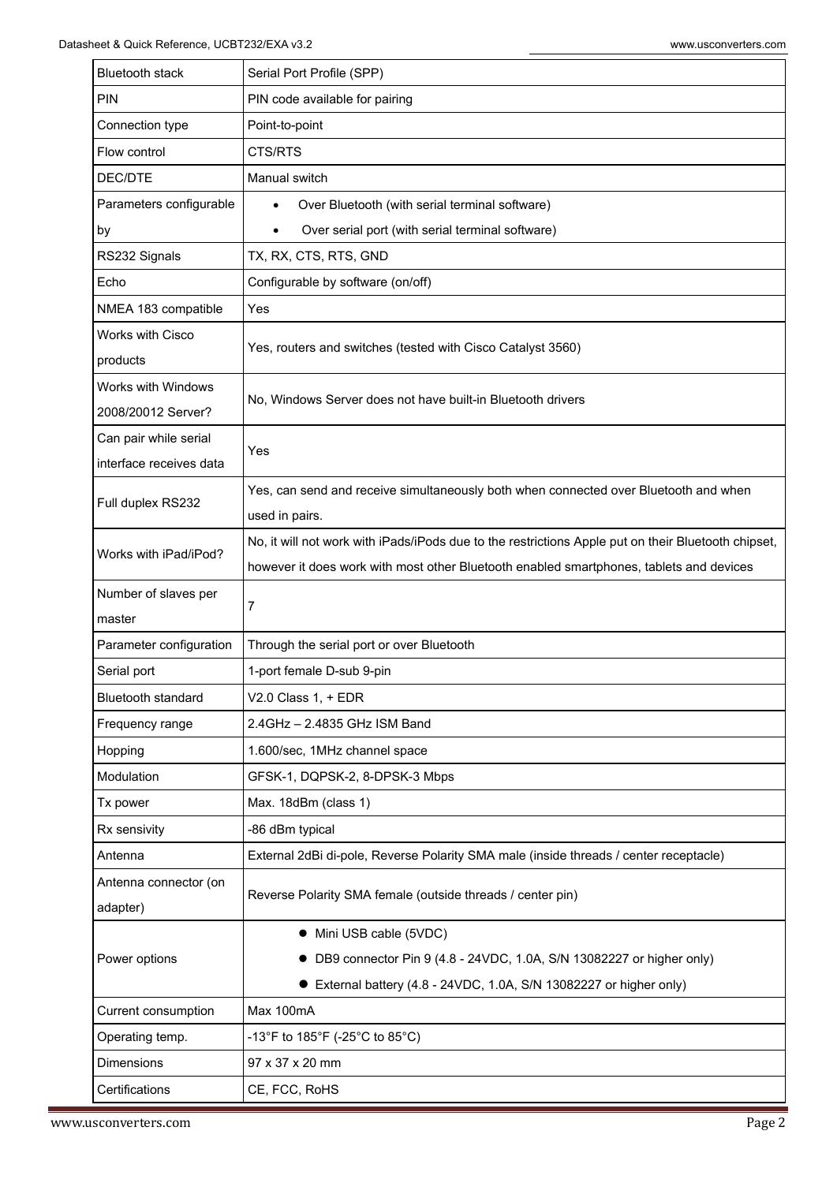| | |
|---|---|
| Bluetooth stack | Serial Port Profile (SPP) |
| PIN | PIN code available for pairing |
| Connection type | Point-to-point |
| Flow control | CTS/RTS |
| DEC/DTE | Manual switch |
| Parameters configurable by | • Over Bluetooth (with serial terminal software)<br>• Over serial port (with serial terminal software) |
| RS232 Signals | TX, RX, CTS, RTS, GND |
| Echo | Configurable by software (on/off) |
| NMEA 183 compatible | Yes |
| Works with Cisco products | Yes, routers and switches (tested with Cisco Catalyst 3560) |
| Works with Windows 2008/20012 Server? | No, Windows Server does not have built-in Bluetooth drivers |
| Can pair while serial interface receives data | Yes |
| Full duplex RS232 | Yes, can send and receive simultaneously both when connected over Bluetooth and when used in pairs. |
| Works with iPad/iPod? | No, it will not work with iPads/iPods due to the restrictions Apple put on their Bluetooth chipset, however it does work with most other Bluetooth enabled smartphones, tablets and devices |
| Number of slaves per master | 7 |
| Parameter configuration | Through the serial port or over Bluetooth |
| Serial port | 1-port female D-sub 9-pin |
| Bluetooth standard | V2.0 Class 1, + EDR |
| Frequency range | 2.4GHz – 2.4835 GHz ISM Band |
| Hopping | 1.600/sec, 1MHz channel space |
| Modulation | GFSK-1, DQPSK-2, 8-DPSK-3 Mbps |
| Tx power | Max. 18dBm (class 1) |
| Rx sensivity | -86 dBm typical |
| Antenna | External 2dBi di-pole, Reverse Polarity SMA male (inside threads / center receptacle) |
| Antenna connector (on adapter) | Reverse Polarity SMA female (outside threads / center pin) |
| Power options | • Mini USB cable (5VDC)<br>• DB9 connector Pin 9 (4.8 - 24VDC, 1.0A, S/N 13082227 or higher only)<br>• External battery (4.8 - 24VDC, 1.0A, S/N 13082227 or higher only) |
| Current consumption | Max 100mA |
| Operating temp. | -13°F to 185°F (-25°C to 85°C) |
| Dimensions | 97 x 37 x 20 mm |
| Certifications | CE, FCC, RoHS |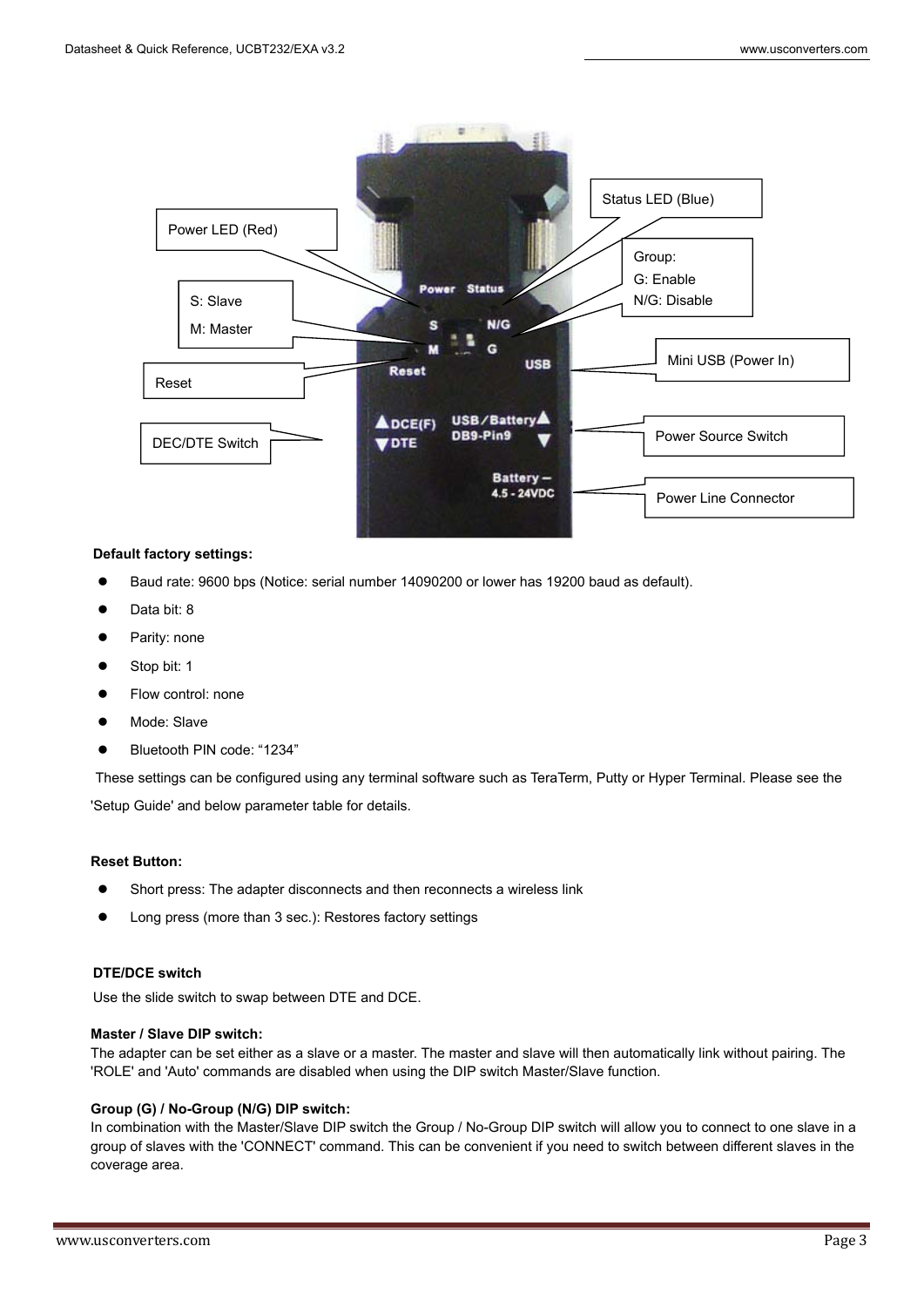Power LED (Red)

Status LED (Blue)

Group:
G: Enable
N/G: Disable

S: Slave
M: Master

Reset

Mini USB (Power In)

DEC/DTE Switch

Power Source Switch

Power Line Connector

**Default factory settings:**

- Baud rate: 9600 bps (Notice: serial number 14090200 or lower has 19200 baud as default).
- Data bit: 8
- Parity: none
- Stop bit: 1
- Flow control: none
- Mode: Slave
- Bluetooth PIN code: “1234”

These settings can be configured using any terminal software such as TeraTerm, Putty or Hyper Terminal. Please see the 'Setup Guide' and below parameter table for details.

**Reset Button:**

- Short press: The adapter disconnects and then reconnects a wireless link
- Long press (more than 3 sec.): Restores factory settings

**DTE/DCE switch**

Use the slide switch to swap between DTE and DCE.

**Master / Slave DIP switch:**

The adapter can be set either as a slave or a master. The master and slave will then automatically link without pairing. The 'ROLE' and 'Auto' commands are disabled when using the DIP switch Master/Slave function.

**Group (G) / No-Group (N/G) DIP switch:**

In combination with the Master/Slave DIP switch the Group / No-Group DIP switch will allow you to connect to one slave in a group of slaves with the 'CONNECT' command. This can be convenient if you need to switch between different slaves in the coverage area.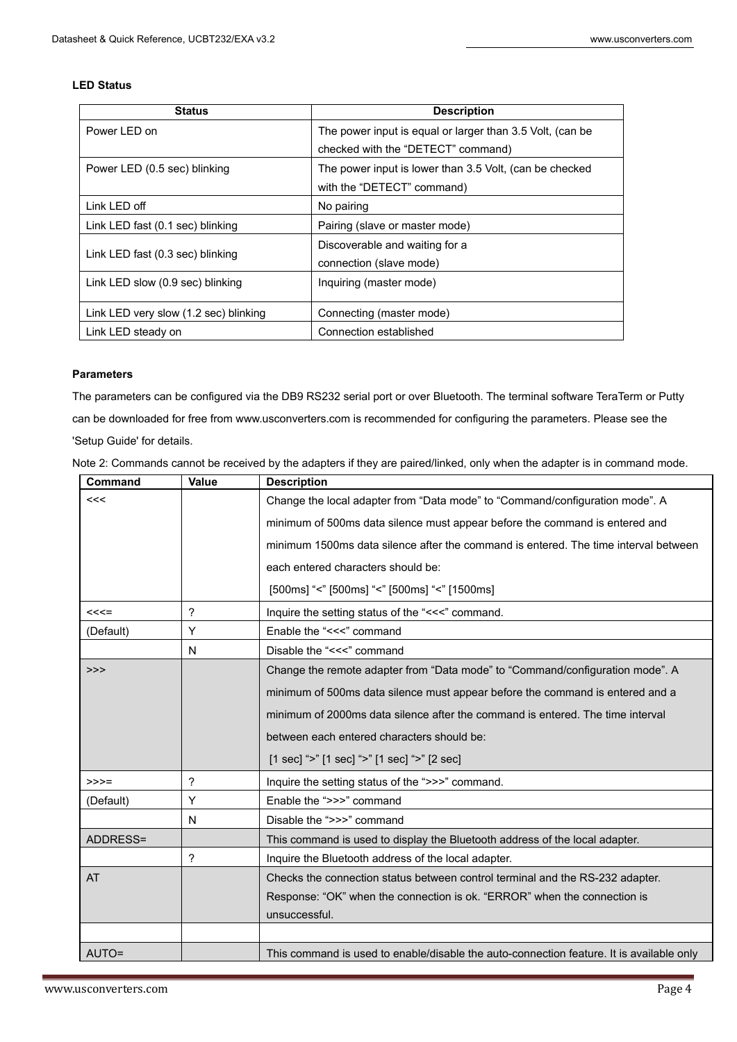**LED Status**

| Status | Description |
| --- | --- |
| Power LED on | The power input is equal or larger than 3.5 Volt, (can be checked with the “DETECT” command) |
| Power LED (0.5 sec) blinking | The power input is lower than 3.5 Volt, (can be checked with the “DETECT” command) |
| Link LED off | No pairing |
| Link LED fast (0.1 sec) blinking | Pairing (slave or master mode) |
| Link LED fast (0.3 sec) blinking | Discoverable and waiting for a connection (slave mode) |
| Link LED slow (0.9 sec) blinking | Inquiring (master mode) |
| Link LED very slow (1.2 sec) blinking | Connecting (master mode) |
| Link LED steady on | Connection established |

**Parameters**

The parameters can be configured via the DB9 RS232 serial port or over Bluetooth. The terminal software TeraTerm or Putty can be downloaded for free from www.usconverters.com is recommended for configuring the parameters. Please see the 'Setup Guide' for details.

Note 2: Commands cannot be received by the adapters if they are paired/linked, only when the adapter is in command mode.

| Command | Value | Description |
| --- | --- | --- |
| <<< | | Change the local adapter from “Data mode” to “Command/configuration mode”. A minimum of 500ms data silence must appear before the command is entered and minimum 1500ms data silence after the command is entered. The time interval between each entered characters should be: [500ms] “<” [500ms] “<” [500ms] “<” [1500ms] |
| <<<= | ? | Inquire the setting status of the “<<<” command. |
| (Default) | Y | Enable the “<<<” command |
| | N | Disable the “<<<” command |
| >>> | | Change the remote adapter from “Data mode” to “Command/configuration mode”. A minimum of 500ms data silence must appear before the command is entered and a minimum of 2000ms data silence after the command is entered. The time interval between each entered characters should be: [1 sec] “>” [1 sec] “>” [1 sec] “>” [2 sec] |
| >>>= | ? | Inquire the setting status of the “>>>” command. |
| (Default) | Y | Enable the “>>>” command |
| | N | Disable the “>>>” command |
| ADDRESS= | | This command is used to display the Bluetooth address of the local adapter. |
| | ? | Inquire the Bluetooth address of the local adapter. |
| AT | | Checks the connection status between control terminal and the RS-232 adapter. Response: “OK” when the connection is ok. “ERROR” when the connection is unsuccessful. |
| | | |
| AUTO= | | This command is used to enable/disable the auto-connection feature. It is available only |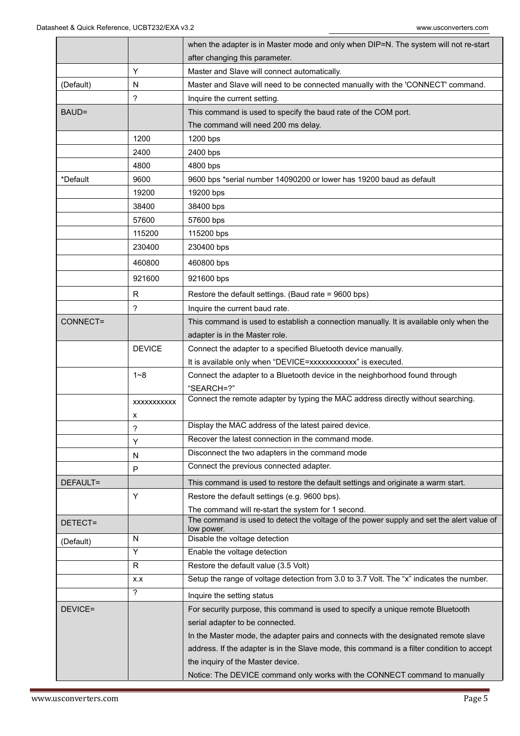| | | |
|---|---|---|
| | | when the adapter is in Master mode and only when DIP=N. The system will not re-start after changing this parameter. |
| | Y | Master and Slave will connect automatically. |
| (Default) | N | Master and Slave will need to be connected manually with the 'CONNECT' command. |
| | ? | Inquire the current setting. |
| BAUD= | | This command is used to specify the baud rate of the COM port. The command will need 200 ms delay. |
| | 1200 | 1200 bps |
| | 2400 | 2400 bps |
| | 4800 | 4800 bps |
| *Default | 9600 | 9600 bps *serial number 14090200 or lower has 19200 baud as default |
| | 19200 | 19200 bps |
| | 38400 | 38400 bps |
| | 57600 | 57600 bps |
| | 115200 | 115200 bps |
| | 230400 | 230400 bps |
| | 460800 | 460800 bps |
| | 921600 | 921600 bps |
| | R | Restore the default settings. (Baud rate = 9600 bps) |
| | ? | Inquire the current baud rate. |
| CONNECT= | | This command is used to establish a connection manually. It is available only when the adapter is in the Master role. |
| | DEVICE | Connect the adapter to a specified Bluetooth device manually. It is available only when "DEVICE=xxxxxxxxxxxx" is executed. |
| | 1~8 | Connect the adapter to a Bluetooth device in the neighborhood found through "SEARCH=?" |
| | xxxxxxxxxxxx | Connect the remote adapter by typing the MAC address directly without searching. |
| | ? | Display the MAC address of the latest paired device. |
| | Y | Recover the latest connection in the command mode. |
| | N | Disconnect the two adapters in the command mode |
| | P | Connect the previous connected adapter. |
| DEFAULT= | | This command is used to restore the default settings and originate a warm start. |
| | Y | Restore the default settings (e.g. 9600 bps). The command will re-start the system for 1 second. |
| DETECT= | | The command is used to detect the voltage of the power supply and set the alert value of low power. |
| (Default) | N | Disable the voltage detection |
| | Y | Enable the voltage detection |
| | R | Restore the default value (3.5 Volt) |
| | x.x | Setup the range of voltage detection from 3.0 to 3.7 Volt. The "x" indicates the number. |
| | ? | Inquire the setting status |
| DEVICE= | | For security purpose, this command is used to specify a unique remote Bluetooth serial adapter to be connected. In the Master mode, the adapter pairs and connects with the designated remote slave address. If the adapter is in the Slave mode, this command is a filter condition to accept the inquiry of the Master device. Notice: The DEVICE command only works with the CONNECT command to manually |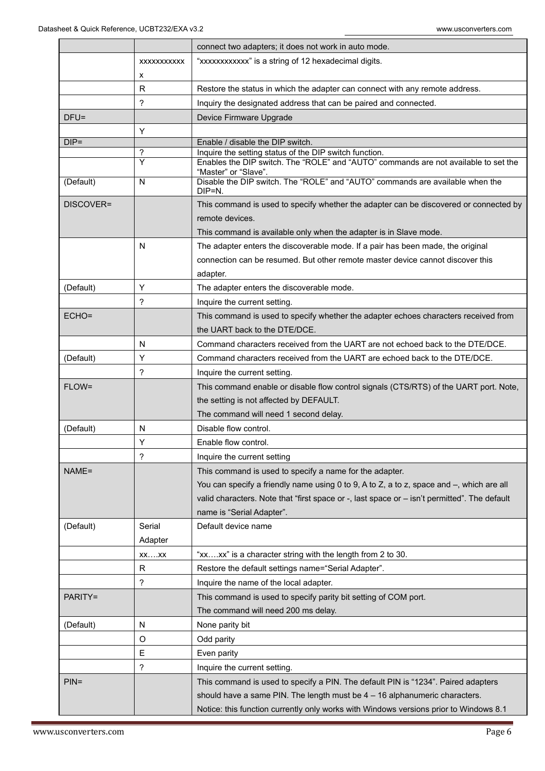| | | |
|---|---|---|
| | | connect two adapters; it does not work in auto mode. |
| | xxxxxxxxxxxx | "xxxxxxxxxxxx" is a string of 12 hexadecimal digits. |
| | R | Restore the status in which the adapter can connect with any remote address. |
| | ? | Inquiry the designated address that can be paired and connected. |
| DFU= | | Device Firmware Upgrade |
| | Y | |
| DIP= | | Enable / disable the DIP switch. |
| | ? | Inquire the setting status of the DIP switch function. |
| | Y | Enables the DIP switch. The "ROLE" and "AUTO" commands are not available to set the "Master" or "Slave". |
| (Default) | N | Disable the DIP switch. The "ROLE" and "AUTO" commands are available when the DIP=N. |
| DISCOVER= | | This command is used to specify whether the adapter can be discovered or connected by remote devices. This command is available only when the adapter is in Slave mode. |
| | N | The adapter enters the discoverable mode. If a pair has been made, the original connection can be resumed. But other remote master device cannot discover this adapter. |
| (Default) | Y | The adapter enters the discoverable mode. |
| | ? | Inquire the current setting. |
| ECHO= | | This command is used to specify whether the adapter echoes characters received from the UART back to the DTE/DCE. |
| | N | Command characters received from the UART are not echoed back to the DTE/DCE. |
| (Default) | Y | Command characters received from the UART are echoed back to the DTE/DCE. |
| | ? | Inquire the current setting. |
| FLOW= | | This command enable or disable flow control signals (CTS/RTS) of the UART port. Note, the setting is not affected by DEFAULT. The command will need 1 second delay. |
| (Default) | N | Disable flow control. |
| | Y | Enable flow control. |
| | ? | Inquire the current setting |
| NAME= | | This command is used to specify a name for the adapter. You can specify a friendly name using 0 to 9, A to Z, a to z, space and –, which are all valid characters. Note that "first space or -, last space or – isn't permitted". The default name is "Serial Adapter". |
| (Default) | Serial Adapter | Default device name |
| | xx….xx | "xx….xx" is a character string with the length from 2 to 30. |
| | R | Restore the default settings name="Serial Adapter". |
| | ? | Inquire the name of the local adapter. |
| PARITY= | | This command is used to specify parity bit setting of COM port. The command will need 200 ms delay. |
| (Default) | N | None parity bit |
| | O | Odd parity |
| | E | Even parity |
| | ? | Inquire the current setting. |
| PIN= | | This command is used to specify a PIN. The default PIN is "1234". Paired adapters should have a same PIN. The length must be 4 – 16 alphanumeric characters. Notice: this function currently only works with Windows versions prior to Windows 8.1 |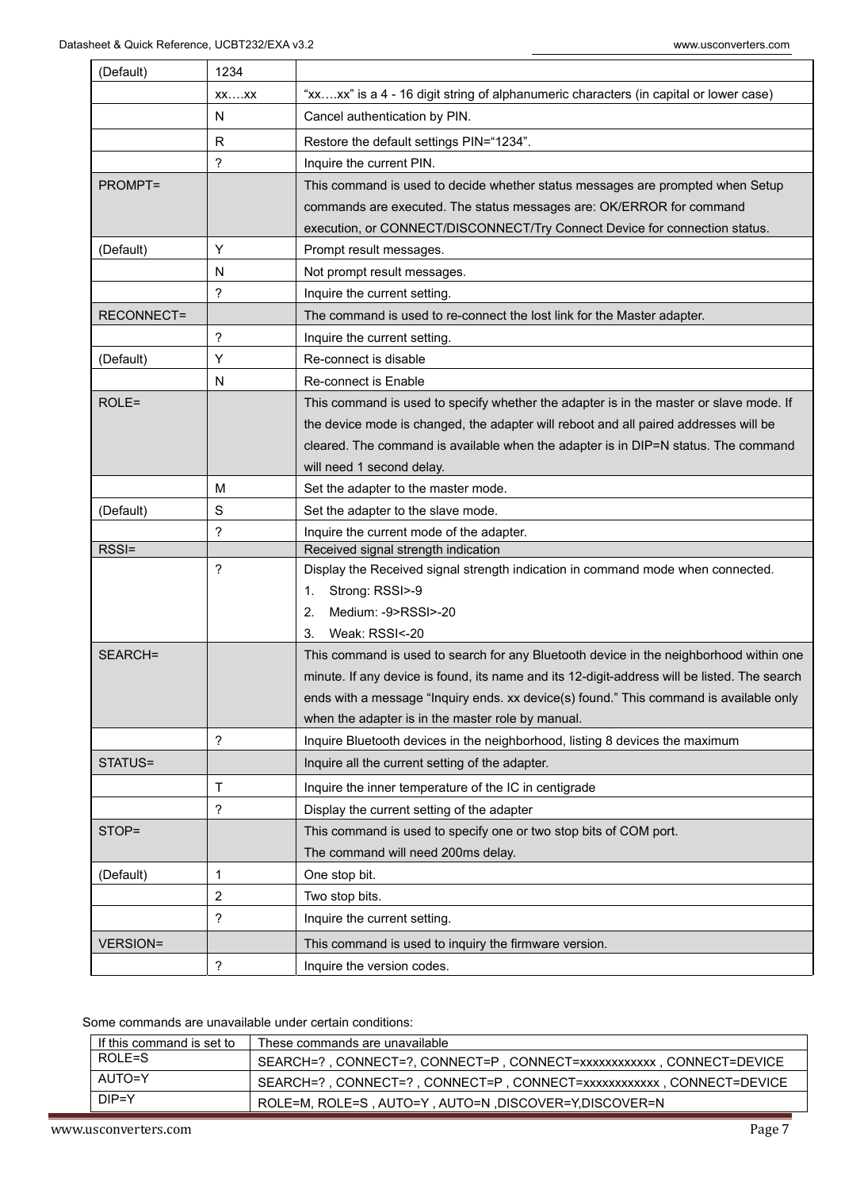| | | |
|---|---|---|
| (Default) | 1234 | |
| | xx….xx | "xx….xx" is a 4 - 16 digit string of alphanumeric characters (in capital or lower case) |
| | N | Cancel authentication by PIN. |
| | R | Restore the default settings PIN="1234". |
| | ? | Inquire the current PIN. |
| PROMPT= | | This command is used to decide whether status messages are prompted when Setup commands are executed. The status messages are: OK/ERROR for command execution, or CONNECT/DISCONNECT/Try Connect Device for connection status. |
| (Default) | Y | Prompt result messages. |
| | N | Not prompt result messages. |
| | ? | Inquire the current setting. |
| RECONNECT= | | The command is used to re-connect the lost link for the Master adapter. |
| | ? | Inquire the current setting. |
| (Default) | Y | Re-connect is disable |
| | N | Re-connect is Enable |
| ROLE= | | This command is used to specify whether the adapter is in the master or slave mode. If the device mode is changed, the adapter will reboot and all paired addresses will be cleared. The command is available when the adapter is in DIP=N status. The command will need 1 second delay. |
| | M | Set the adapter to the master mode. |
| (Default) | S | Set the adapter to the slave mode. |
| | ? | Inquire the current mode of the adapter. |
| RSSI= | | Received signal strength indication |
| | ? | Display the Received signal strength indication in command mode when connected.<br>1. Strong: RSSI>-9<br>2. Medium: -9>RSSI>-20<br>3. Weak: RSSI<-20 |
| SEARCH= | | This command is used to search for any Bluetooth device in the neighborhood within one minute. If any device is found, its name and its 12-digit-address will be listed. The search ends with a message "Inquiry ends. xx device(s) found." This command is available only when the adapter is in the master role by manual. |
| | ? | Inquire Bluetooth devices in the neighborhood, listing 8 devices the maximum |
| STATUS= | | Inquire all the current setting of the adapter. |
| | T | Inquire the inner temperature of the IC in centigrade |
| | ? | Display the current setting of the adapter |
| STOP= | | This command is used to specify one or two stop bits of COM port.<br>The command will need 200ms delay. |
| (Default) | 1 | One stop bit. |
| | 2 | Two stop bits. |
| | ? | Inquire the current setting. |
| VERSION= | | This command is used to inquiry the firmware version. |
| | ? | Inquire the version codes. |

Some commands are unavailable under certain conditions:

| If this command is set to | These commands are unavailable |
|---|---|
| ROLE=S | SEARCH=? , CONNECT=?, CONNECT=P , CONNECT=xxxxxxxxxxxx , CONNECT=DEVICE |
| AUTO=Y | SEARCH=? , CONNECT=? , CONNECT=P , CONNECT=xxxxxxxxxxxx , CONNECT=DEVICE |
| DIP=Y | ROLE=M, ROLE=S , AUTO=Y , AUTO=N ,DISCOVER=Y,DISCOVER=N |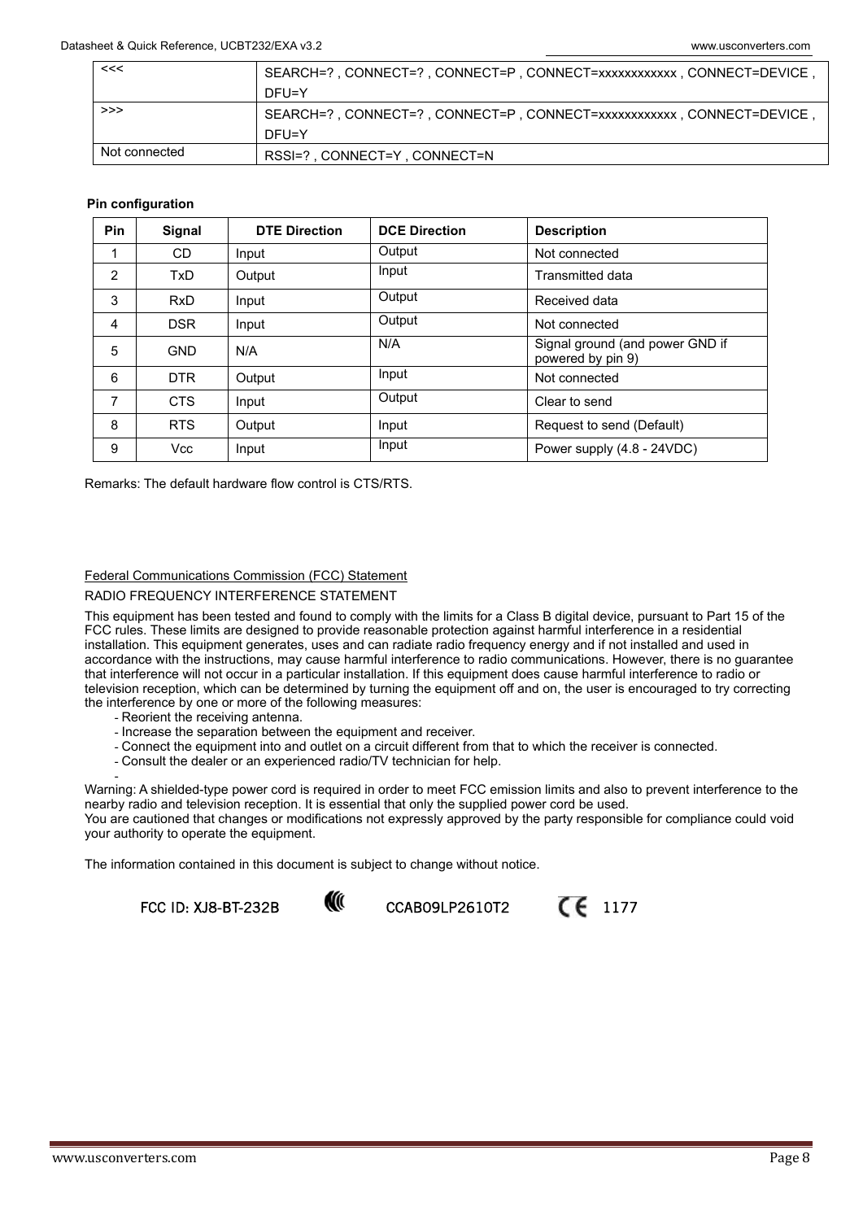| | |
|---|---|
| <<< | SEARCH=? , CONNECT=? , CONNECT=P , CONNECT=xxxxxxxxxxxx , CONNECT=DEVICE , DFU=Y |
| >>> | SEARCH=? , CONNECT=? , CONNECT=P , CONNECT=xxxxxxxxxxxx , CONNECT=DEVICE , DFU=Y |
| Not connected | RSSI=? , CONNECT=Y , CONNECT=N |

**Pin configuration**

| Pin | Signal | DTE Direction | DCE Direction | Description |
|---|---|---|---|---|
| 1 | CD | Input | Output | Not connected |
| 2 | TxD | Output | Input | Transmitted data |
| 3 | RxD | Input | Output | Received data |
| 4 | DSR | Input | Output | Not connected |
| 5 | GND | N/A | N/A | Signal ground (and power GND if powered by pin 9) |
| 6 | DTR | Output | Input | Not connected |
| 7 | CTS | Input | Output | Clear to send |
| 8 | RTS | Output | Input | Request to send (Default) |
| 9 | Vcc | Input | Input | Power supply (4.8 - 24VDC) |

Remarks: The default hardware flow control is CTS/RTS.

Federal Communications Commission (FCC) Statement

RADIO FREQUENCY INTERFERENCE STATEMENT

This equipment has been tested and found to comply with the limits for a Class B digital device, pursuant to Part 15 of the FCC rules. These limits are designed to provide reasonable protection against harmful interference in a residential installation. This equipment generates, uses and can radiate radio frequency energy and if not installed and used in accordance with the instructions, may cause harmful interference to radio communications. However, there is no guarantee that interference will not occur in a particular installation. If this equipment does cause harmful interference to radio or television reception, which can be determined by turning the equipment off and on, the user is encouraged to try correcting the interference by one or more of the following measures:

- Reorient the receiving antenna.
- Increase the separation between the equipment and receiver.
- Connect the equipment into and outlet on a circuit different from that to which the receiver is connected.
- Consult the dealer or an experienced radio/TV technician for help.
-

Warning: A shielded-type power cord is required in order to meet FCC emission limits and also to prevent interference to the nearby radio and television reception. It is essential that only the supplied power cord be used.
You are cautioned that changes or modifications not expressly approved by the party responsible for compliance could void your authority to operate the equipment.

The information contained in this document is subject to change without notice.

FCC ID: XJ8-BT-232B CCAB09LP2610T2 CE 1177